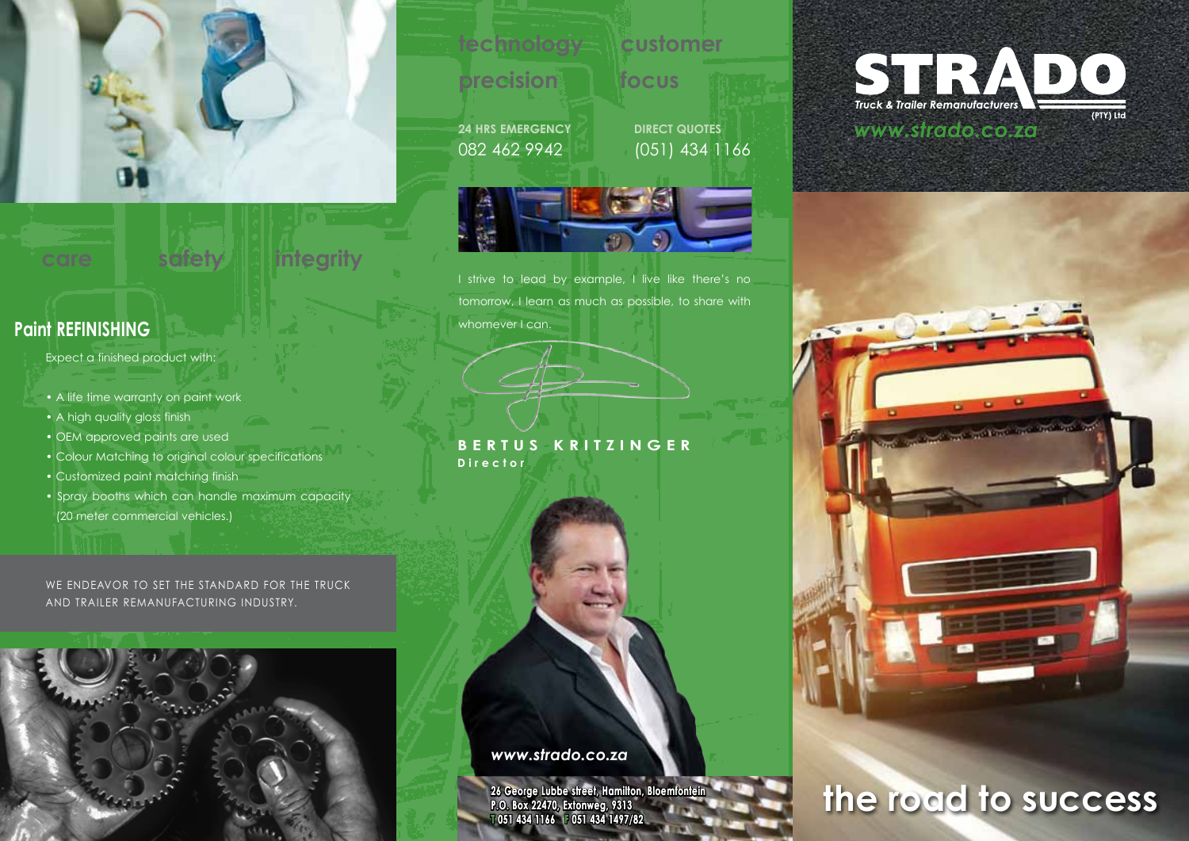care safety integrity

## Paint REFINISHING

Expect a finished product with:

- A life time warranty on paint work
- A high quality gloss finish
- OEM approved paints are used
- Colour Matching to original colour specifications
- Customized paint matching finish
- Spray booths which can handle maximum capacity (20 meter commercial vehicles.)

WE ENDEAVOR TO SET THE STANDARD FOR THE TRUCK AND TRAILER REMANUFACTURING INDUSTRY.

technology precision

customer focus

**24 HRS EMERGENCY**
082 462 9942

**DIRECT QUOTES**
(051) 434 1166

I strive to lead by example, I live like there's no tomorrow, I learn as much as possible, to share with whomever I can.

**BERTUS KRITZINGER**
**Director**

*www.strado.co.za*

**26 George Lubbe street, Hamilton, Bloemfontein**
**P.O. Box 22470, Extonweg, 9313**
**T 051 434 1166 F 051 434 1497/82**

# STRADO

*Truck & Trailer Remanufacturers* (PTY) Ltd

*www.strado.co.za*

# the road to success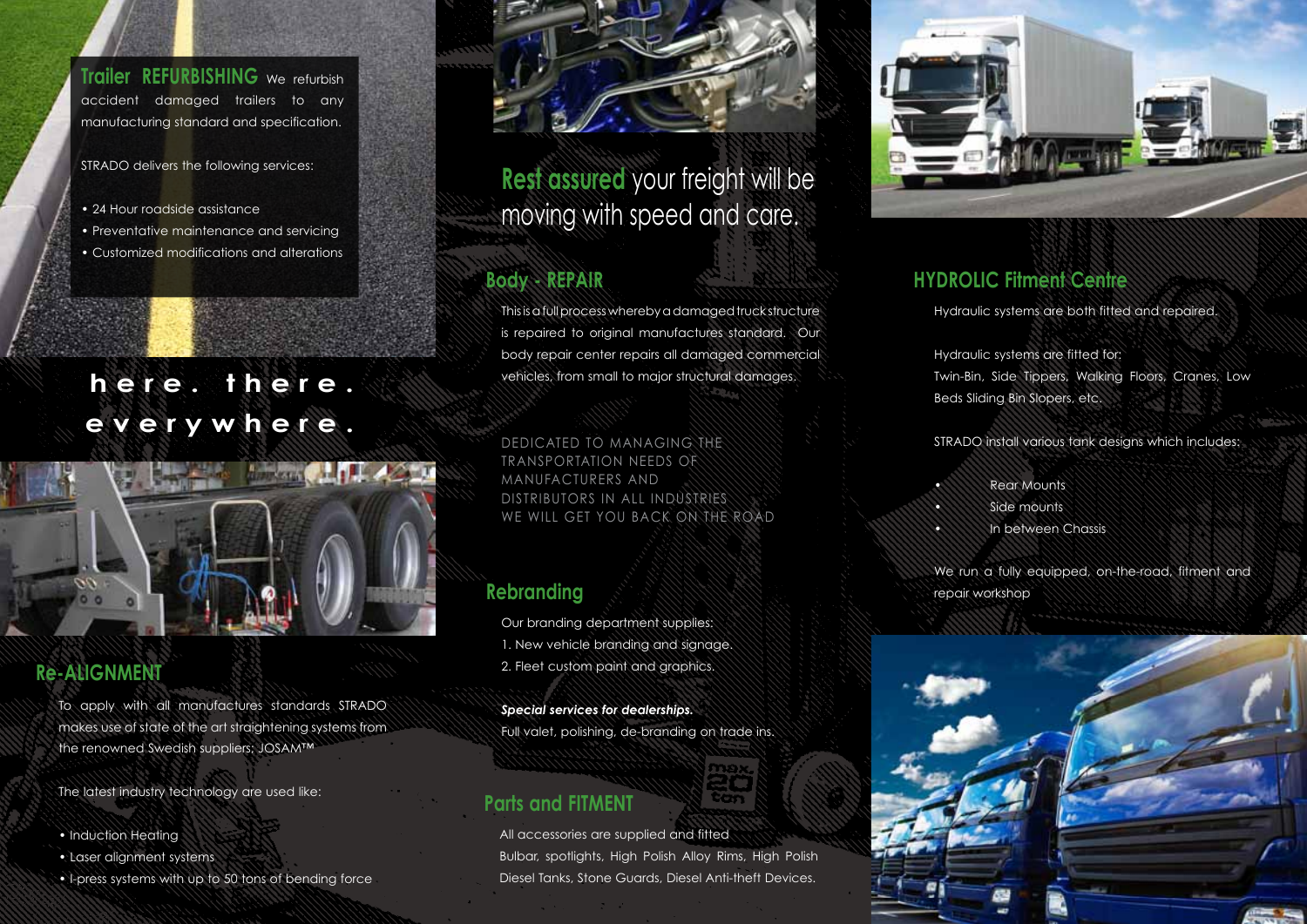## Trailer REFURBISHING

We refurbish accident damaged trailers to any manufacturing standard and specification.

STRADO delivers the following services:

- 24 Hour roadside assistance
- Preventative maintenance and servicing
- Customized modifications and alterations

**here. there. everywhere.**

## Re-ALIGNMENT

To apply with all manufactures standards STRADO makes use of state of the art straightening systems from the renowned Swedish suppliers; JOSAM™

The latest industry technology are used like:

- Induction Heating
- Laser alignment systems
- I-press systems with up to 50 tons of bending force

# Rest assured your freight will be moving with speed and care.

## Body - REPAIR

This is a full process whereby a damaged truck structure is repaired to original manufactures standard. Our body repair center repairs all damaged commercial vehicles, from small to major structural damages.

DEDICATED TO MANAGING THE TRANSPORTATION NEEDS OF MANUFACTURERS AND DISTRIBUTORS IN ALL INDUSTRIES WE WILL GET YOU BACK ON THE ROAD

## Rebranding

Our branding department supplies:
1. New vehicle branding and signage.
2. Fleet custom paint and graphics.

***Special services for dealerships.***
Full valet, polishing, de-branding on trade ins.

## Parts and FITMENT

All accessories are supplied and fitted
Bulbar, spotlights, High Polish Alloy Rims, High Polish Diesel Tanks, Stone Guards, Diesel Anti-theft Devices.

## HYDROLIC Fitment Centre

Hydraulic systems are both fitted and repaired.

Hydraulic systems are fitted for:
Twin-Bin, Side Tippers, Walking Floors, Cranes, Low Beds Sliding Bin Slopers, etc.

STRADO install various tank designs which includes:

- Rear Mounts
- Side mounts
- In between Chassis

We run a fully equipped, on-the-road, fitment and repair workshop